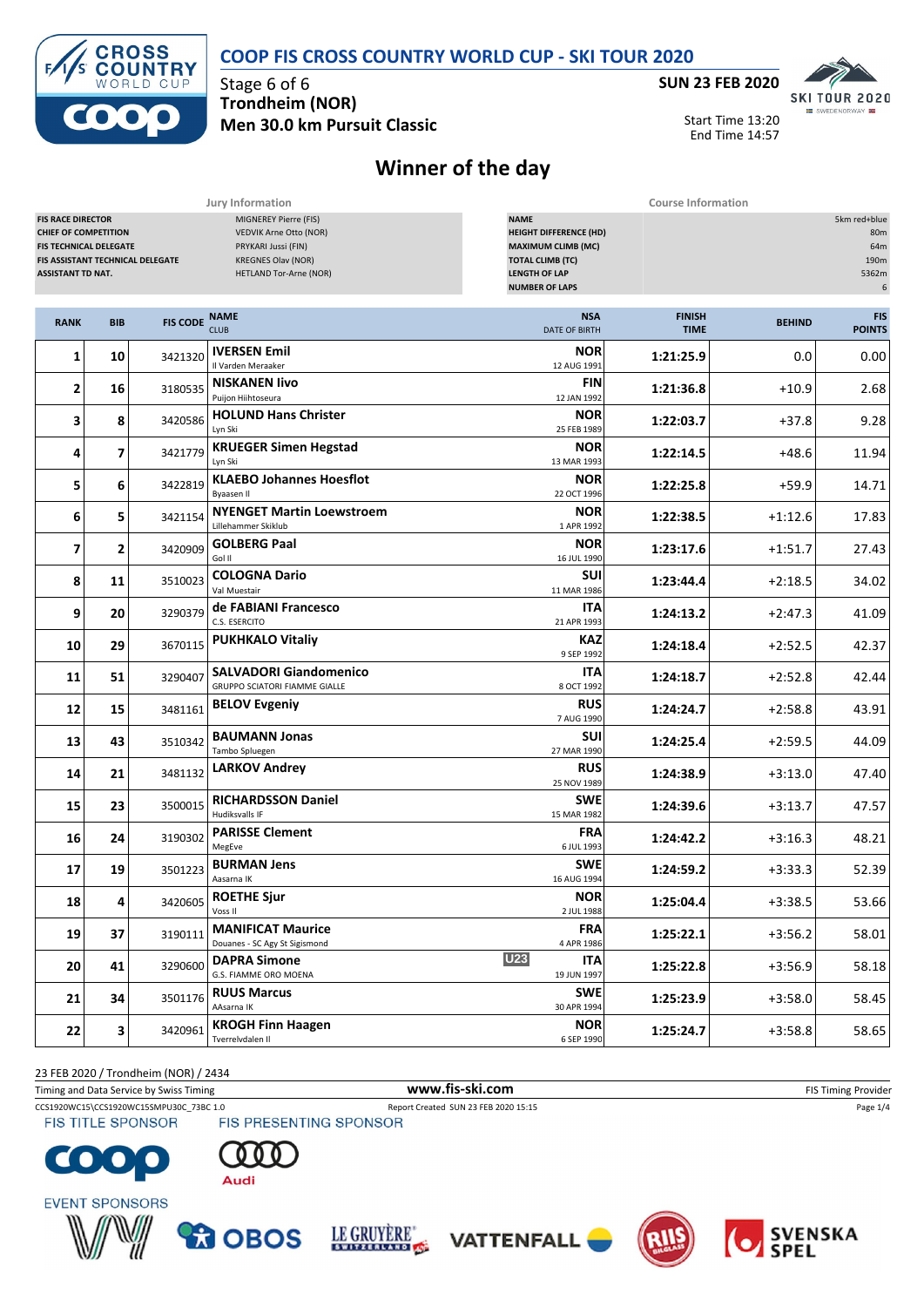# COOP FIS CROSS COUNTRY WORLD CUP - SKI TOUR 2020

Stage 6 of 6
**Trondheim (NOR)**
**Men 30.0 km Pursuit Classic**

**SUN 23 FEB 2020**
Start Time 13:20
End Time 14:57

## Winner of the day

| Jury Information | |
|---|---|
| FIS RACE DIRECTOR | MIGNEREY Pierre (FIS) |
| CHIEF OF COMPETITION | VEDVIK Arne Otto (NOR) |
| FIS TECHNICAL DELEGATE | PRYKARI Jussi (FIN) |
| FIS ASSISTANT TECHNICAL DELEGATE | KREGNES Olav (NOR) |
| ASSISTANT TD NAT. | HETLAND Tor-Arne (NOR) |

| Course Information | |
|---|---|
| NAME | 5km red+blue |
| HEIGHT DIFFERENCE (HD) | 80m |
| MAXIMUM CLIMB (MC) | 64m |
| TOTAL CLIMB (TC) | 190m |
| LENGTH OF LAP | 5362m |
| NUMBER OF LAPS | 6 |

| RANK | BIB | FIS CODE | NAME / CLUB | NSA / DATE OF BIRTH | FINISH TIME | BEHIND | FIS POINTS |
|---|---|---|---|---|---|---|---|
| 1 | 10 | 3421320 | **IVERSEN Emil** Il Varden Meraaker | NOR 12 AUG 1991 | 1:21:25.9 | 0.0 | 0.00 |
| 2 | 16 | 3180535 | **NISKANEN Iivo** Puijon Hiihtoseura | FIN 12 JAN 1992 | 1:21:36.8 | +10.9 | 2.68 |
| 3 | 8 | 3420586 | **HOLUND Hans Christer** Lyn Ski | NOR 25 FEB 1989 | 1:22:03.7 | +37.8 | 9.28 |
| 4 | 7 | 3421779 | **KRUEGER Simen Hegstad** Lyn Ski | NOR 13 MAR 1993 | 1:22:14.5 | +48.6 | 11.94 |
| 5 | 6 | 3422819 | **KLAEBO Johannes Hoesflot** Byaasen Il | NOR 22 OCT 1996 | 1:22:25.8 | +59.9 | 14.71 |
| 6 | 5 | 3421154 | **NYENGET Martin Loewstroem** Lillehammer Skiklub | NOR 1 APR 1992 | 1:22:38.5 | +1:12.6 | 17.83 |
| 7 | 2 | 3420909 | **GOLBERG Paal** Gol Il | NOR 16 JUL 1990 | 1:23:17.6 | +1:51.7 | 27.43 |
| 8 | 11 | 3510023 | **COLOGNA Dario** Val Muestair | SUI 11 MAR 1986 | 1:23:44.4 | +2:18.5 | 34.02 |
| 9 | 20 | 3290379 | **de FABIANI Francesco** C.S. ESERCITO | ITA 21 APR 1993 | 1:24:13.2 | +2:47.3 | 41.09 |
| 10 | 29 | 3670115 | **PUKHKALO Vitaliy** | KAZ 9 SEP 1992 | 1:24:18.4 | +2:52.5 | 42.37 |
| 11 | 51 | 3290407 | **SALVADORI Giandomenico** GRUPPO SCIATORI FIAMME GIALLE | ITA 8 OCT 1992 | 1:24:18.7 | +2:52.8 | 42.44 |
| 12 | 15 | 3481161 | **BELOV Evgeniy** | RUS 7 AUG 1990 | 1:24:24.7 | +2:58.8 | 43.91 |
| 13 | 43 | 3510342 | **BAUMANN Jonas** Tambo Spluegen | SUI 27 MAR 1990 | 1:24:25.4 | +2:59.5 | 44.09 |
| 14 | 21 | 3481132 | **LARKOV Andrey** | RUS 25 NOV 1989 | 1:24:38.9 | +3:13.0 | 47.40 |
| 15 | 23 | 3500015 | **RICHARDSSON Daniel** Hudiksvalls IF | SWE 15 MAR 1982 | 1:24:39.6 | +3:13.7 | 47.57 |
| 16 | 24 | 3190302 | **PARISSE Clement** MegEve | FRA 6 JUL 1993 | 1:24:42.2 | +3:16.3 | 48.21 |
| 17 | 19 | 3501223 | **BURMAN Jens** Aasarna IK | SWE 16 AUG 1994 | 1:24:59.2 | +3:33.3 | 52.39 |
| 18 | 4 | 3420605 | **ROETHE Sjur** Voss Il | NOR 2 JUL 1988 | 1:25:04.4 | +3:38.5 | 53.66 |
| 19 | 37 | 3190111 | **MANIFICAT Maurice** Douanes - SC Agy St Sigismond | FRA 4 APR 1986 | 1:25:22.1 | +3:56.2 | 58.01 |
| 20 | 41 | 3290600 | **DAPRA Simone** G.S. FIAMME ORO MOENA | U23 ITA 19 JUN 1997 | 1:25:22.8 | +3:56.9 | 58.18 |
| 21 | 34 | 3501176 | **RUUS Marcus** AAsarna IK | SWE 30 APR 1994 | 1:25:23.9 | +3:58.0 | 58.45 |
| 22 | 3 | 3420961 | **KROGH Finn Haagen** Tverrelvdalen Il | NOR 6 SEP 1990 | 1:25:24.7 | +3:58.8 | 58.65 |

23 FEB 2020 / Trondheim (NOR) / 2434

Timing and Data Service by Swiss Timing — www.fis-ski.com — FIS Timing Provider

CCS1920WC15\CCS1920WC15SMPU30C_73BC 1.0 — Report Created SUN 23 FEB 2020 15:15

FIS TITLE SPONSOR — FIS PRESENTING SPONSOR

EVENT SPONSORS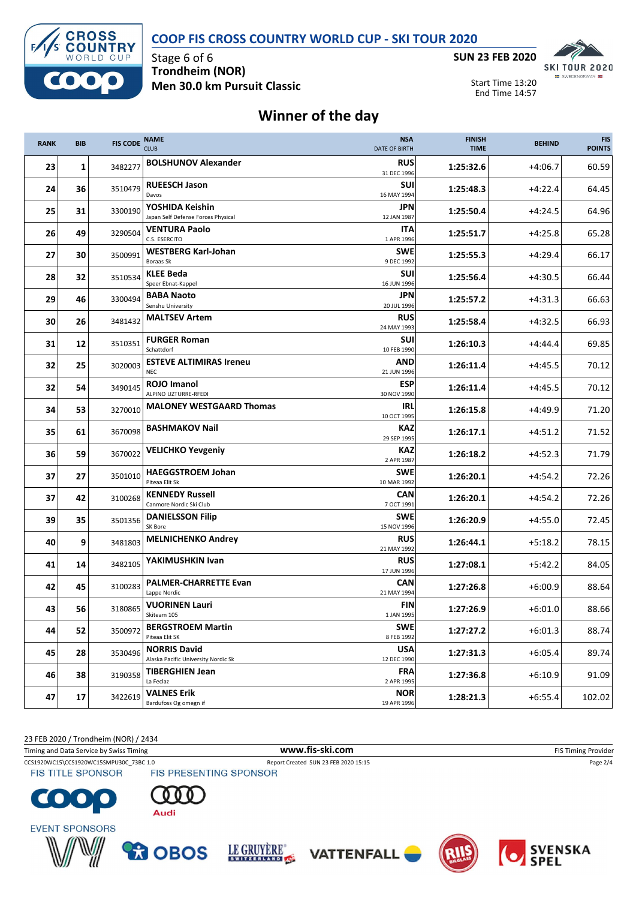# COOP FIS CROSS COUNTRY WORLD CUP - SKI TOUR 2020

Stage 6 of 6
**Trondheim (NOR)**
**Men 30.0 km Pursuit Classic**

**SUN 23 FEB 2020**

Start Time 13:20
End Time 14:57

## Winner of the day

| RANK | BIB | FIS CODE | NAME / CLUB | NSA / DATE OF BIRTH | FINISH TIME | BEHIND | FIS POINTS |
|---|---|---|---|---|---|---|---|
| 23 | 1 | 3482277 | **BOLSHUNOV Alexander** | **RUS** 31 DEC 1996 | **1:25:32.6** | +4:06.7 | 60.59 |
| 24 | 36 | 3510479 | **RUEESCH Jason** Davos | **SUI** 16 MAY 1994 | **1:25:48.3** | +4:22.4 | 64.45 |
| 25 | 31 | 3300190 | **YOSHIDA Keishin** Japan Self Defense Forces Physical | **JPN** 12 JAN 1987 | **1:25:50.4** | +4:24.5 | 64.96 |
| 26 | 49 | 3290504 | **VENTURA Paolo** C.S. ESERCITO | **ITA** 1 APR 1996 | **1:25:51.7** | +4:25.8 | 65.28 |
| 27 | 30 | 3500991 | **WESTBERG Karl-Johan** Boraas Sk | **SWE** 9 DEC 1992 | **1:25:55.3** | +4:29.4 | 66.17 |
| 28 | 32 | 3510534 | **KLEE Beda** Speer Ebnat-Kappel | **SUI** 16 JUN 1996 | **1:25:56.4** | +4:30.5 | 66.44 |
| 29 | 46 | 3300494 | **BABA Naoto** Senshu University | **JPN** 20 JUL 1996 | **1:25:57.2** | +4:31.3 | 66.63 |
| 30 | 26 | 3481432 | **MALTSEV Artem** | **RUS** 24 MAY 1993 | **1:25:58.4** | +4:32.5 | 66.93 |
| 31 | 12 | 3510351 | **FURGER Roman** Schattdorf | **SUI** 10 FEB 1990 | **1:26:10.3** | +4:44.4 | 69.85 |
| 32 | 25 | 3020003 | **ESTEVE ALTIMIRAS Ireneu** NEC | **AND** 21 JUN 1996 | **1:26:11.4** | +4:45.5 | 70.12 |
| 32 | 54 | 3490145 | **ROJO Imanol** ALPINO UZTURRE-RFEDI | **ESP** 30 NOV 1990 | **1:26:11.4** | +4:45.5 | 70.12 |
| 34 | 53 | 3270010 | **MALONEY WESTGAARD Thomas** | **IRL** 10 OCT 1995 | **1:26:15.8** | +4:49.9 | 71.20 |
| 35 | 61 | 3670098 | **BASHMAKOV Nail** | **KAZ** 29 SEP 1995 | **1:26:17.1** | +4:51.2 | 71.52 |
| 36 | 59 | 3670022 | **VELICHKO Yevgeniy** | **KAZ** 2 APR 1987 | **1:26:18.2** | +4:52.3 | 71.79 |
| 37 | 27 | 3501010 | **HAEGGSTROEM Johan** Piteaa Elit Sk | **SWE** 10 MAR 1992 | **1:26:20.1** | +4:54.2 | 72.26 |
| 37 | 42 | 3100268 | **KENNEDY Russell** Canmore Nordic Ski Club | **CAN** 7 OCT 1991 | **1:26:20.1** | +4:54.2 | 72.26 |
| 39 | 35 | 3501356 | **DANIELSSON Filip** SK Bore | **SWE** 15 NOV 1996 | **1:26:20.9** | +4:55.0 | 72.45 |
| 40 | 9 | 3481803 | **MELNICHENKO Andrey** | **RUS** 21 MAY 1992 | **1:26:44.1** | +5:18.2 | 78.15 |
| 41 | 14 | 3482105 | **YAKIMUSHKIN Ivan** | **RUS** 17 JUN 1996 | **1:27:08.1** | +5:42.2 | 84.05 |
| 42 | 45 | 3100283 | **PALMER-CHARRETTE Evan** Lappe Nordic | **CAN** 21 MAY 1994 | **1:27:26.8** | +6:00.9 | 88.64 |
| 43 | 56 | 3180865 | **VUORINEN Lauri** Skiteam 105 | **FIN** 1 JAN 1995 | **1:27:26.9** | +6:01.0 | 88.66 |
| 44 | 52 | 3500972 | **BERGSTROEM Martin** Piteaa Elit SK | **SWE** 8 FEB 1992 | **1:27:27.2** | +6:01.3 | 88.74 |
| 45 | 28 | 3530496 | **NORRIS David** Alaska Pacific University Nordic Sk | **USA** 12 DEC 1990 | **1:27:31.3** | +6:05.4 | 89.74 |
| 46 | 38 | 3190358 | **TIBERGHIEN Jean** La Feclaz | **FRA** 2 APR 1995 | **1:27:36.8** | +6:10.9 | 91.09 |
| 47 | 17 | 3422619 | **VALNES Erik** Bardufoss Og omegn if | **NOR** 19 APR 1996 | **1:28:21.3** | +6:55.4 | 102.02 |

23 FEB 2020 / Trondheim (NOR) / 2434

Timing and Data Service by Swiss Timing — www.fis-ski.com — FIS Timing Provider

CCS1920WC15\CCS1920WC15SMPU30C_73BC 1.0 — Report Created SUN 23 FEB 2020 15:15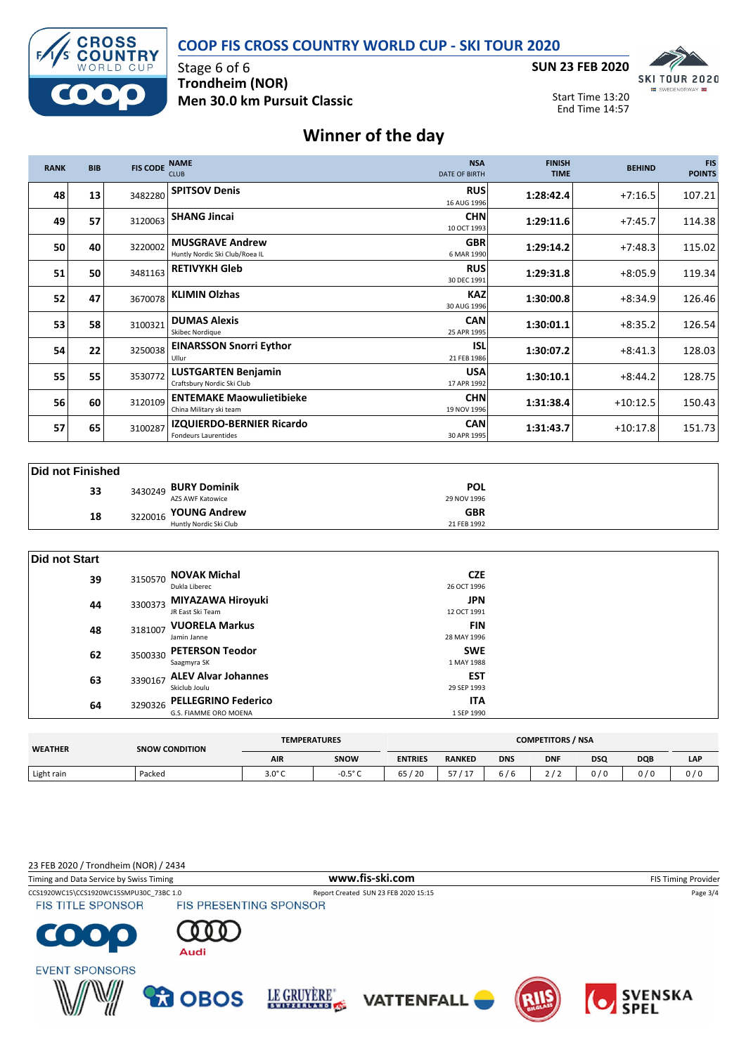# COOP FIS CROSS COUNTRY WORLD CUP - SKI TOUR 2020

Stage 6 of 6
**Trondheim (NOR)**
**Men 30.0 km Pursuit Classic**

**SUN 23 FEB 2020**

Start Time 13:20
End Time 14:57

## Winner of the day

| RANK | BIB | FIS CODE | NAME / CLUB | NSA / DATE OF BIRTH | FINISH TIME | BEHIND | FIS POINTS |
|---|---|---|---|---|---|---|---|
| 48 | 13 | 3482280 | **SPITSOV Denis** | **RUS** 16 AUG 1996 | **1:28:42.4** | +7:16.5 | 107.21 |
| 49 | 57 | 3120063 | **SHANG Jincai** | **CHN** 10 OCT 1993 | **1:29:11.6** | +7:45.7 | 114.38 |
| 50 | 40 | 3220002 | **MUSGRAVE Andrew** Huntly Nordic Ski Club/Roea IL | **GBR** 6 MAR 1990 | **1:29:14.2** | +7:48.3 | 115.02 |
| 51 | 50 | 3481163 | **RETIVYKH Gleb** | **RUS** 30 DEC 1991 | **1:29:31.8** | +8:05.9 | 119.34 |
| 52 | 47 | 3670078 | **KLIMIN Olzhas** | **KAZ** 30 AUG 1996 | **1:30:00.8** | +8:34.9 | 126.46 |
| 53 | 58 | 3100321 | **DUMAS Alexis** Skibec Nordique | **CAN** 25 APR 1995 | **1:30:01.1** | +8:35.2 | 126.54 |
| 54 | 22 | 3250038 | **EINARSSON Snorri Eythor** Ullur | **ISL** 21 FEB 1986 | **1:30:07.2** | +8:41.3 | 128.03 |
| 55 | 55 | 3530772 | **LUSTGARTEN Benjamin** Craftsbury Nordic Ski Club | **USA** 17 APR 1992 | **1:30:10.1** | +8:44.2 | 128.75 |
| 56 | 60 | 3120109 | **ENTEMAKE Maowulietibieke** China Military ski team | **CHN** 19 NOV 1996 | **1:31:38.4** | +10:12.5 | 150.43 |
| 57 | 65 | 3100287 | **IZQUIERDO-BERNIER Ricardo** Fondeurs Laurentides | **CAN** 30 APR 1995 | **1:31:43.7** | +10:17.8 | 151.73 |

### Did not Finished

| BIB | FIS CODE | NAME / CLUB | NSA / DATE OF BIRTH |
|---|---|---|---|
| 33 | 3430249 | **BURY Dominik** AZS AWF Katowice | **POL** 29 NOV 1996 |
| 18 | 3220016 | **YOUNG Andrew** Huntly Nordic Ski Club | **GBR** 21 FEB 1992 |

### Did not Start

| BIB | FIS CODE | NAME / CLUB | NSA / DATE OF BIRTH |
|---|---|---|---|
| 39 | 3150570 | **NOVAK Michal** Dukla Liberec | **CZE** 26 OCT 1996 |
| 44 | 3300373 | **MIYAZAWA Hiroyuki** JR East Ski Team | **JPN** 12 OCT 1991 |
| 48 | 3181007 | **VUORELA Markus** Jamin Janne | **FIN** 28 MAY 1996 |
| 62 | 3500330 | **PETERSON Teodor** Saagmyra SK | **SWE** 1 MAY 1988 |
| 63 | 3390167 | **ALEV Alvar Johannes** Skiclub Joulu | **EST** 29 SEP 1993 |
| 64 | 3290326 | **PELLEGRINO Federico** G.S. FIAMME ORO MOENA | **ITA** 1 SEP 1990 |

| WEATHER | SNOW CONDITION | TEMPERATURES | | COMPETITORS / NSA | | | | | | |
|---|---|---|---|---|---|---|---|---|---|---|
| | | AIR | SNOW | ENTRIES | RANKED | DNS | DNF | DSQ | DQB | LAP |
| Light rain | Packed | 3.0° C | -0.5° C | 65 / 20 | 57 / 17 | 6 / 6 | 2 / 2 | 0 / 0 | 0 / 0 | 0 / 0 |

23 FEB 2020 / Trondheim (NOR) / 2434
Timing and Data Service by Swiss Timing
www.fis-ski.com
FIS Timing Provider
CCS1920WC15\CCS1920WC15SMPU30C_73BC 1.0
Report Created SUN 23 FEB 2020 15:15

FIS TITLE SPONSOR
FIS PRESENTING SPONSOR
EVENT SPONSORS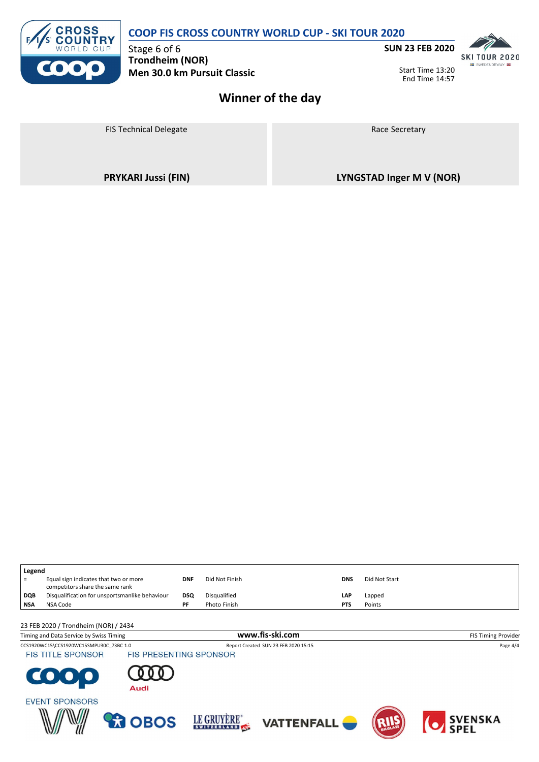## COOP FIS CROSS COUNTRY WORLD CUP - SKI TOUR 2020

Stage 6 of 6
**Trondheim (NOR)**
**Men 30.0 km Pursuit Classic**

**SUN 23 FEB 2020**

Start Time 13:20
End Time 14:57

# Winner of the day

| FIS Technical Delegate | Race Secretary |
|---|---|
| **PRYKARI Jussi (FIN)** | **LYNGSTAD Inger M V (NOR)** |

**Legend**

| | | | | | |
|---|---|---|---|---|---|
| = | Equal sign indicates that two or more competitors share the same rank | DNF | Did Not Finish | DNS | Did Not Start |
| DQB | Disqualification for unsportsmanlike behaviour | DSQ | Disqualified | LAP | Lapped |
| NSA | NSA Code | PF | Photo Finish | PTS | Points |

23 FEB 2020 / Trondheim (NOR) / 2434

Timing and Data Service by Swiss Timing — www.fis-ski.com — FIS Timing Provider

CCS1920WC15\CCS1920WC15SMPU30C_73BC 1.0 — Report Created SUN 23 FEB 2020 15:15

FIS TITLE SPONSOR — FIS PRESENTING SPONSOR

EVENT SPONSORS